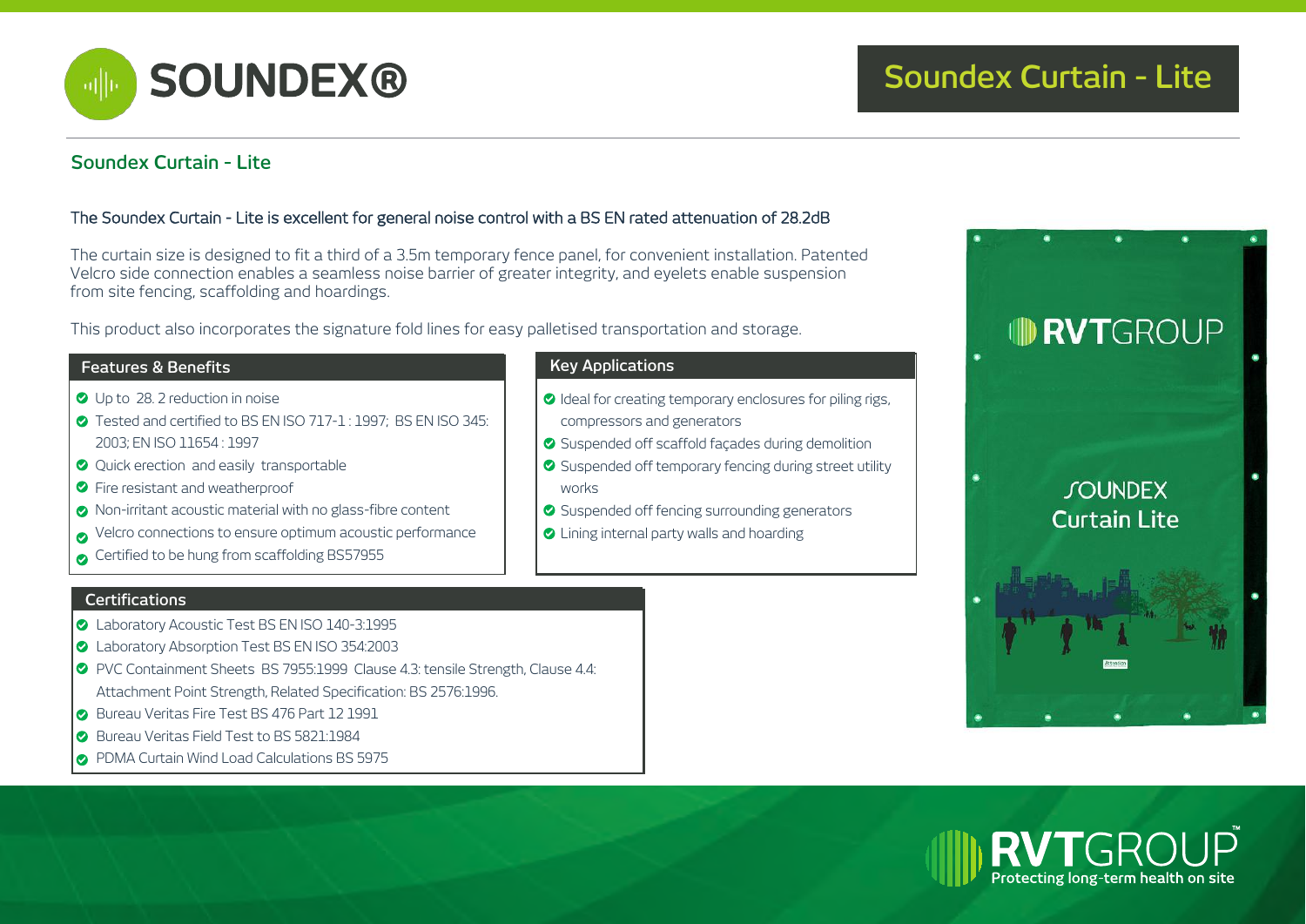# SOUNDEX®

## Soundex Curtain - Lite

### Soundex Curtain - Lite

**The Soundex Curtain - Lite is excellent for general noise control with a BS EN rated attenuation of 28.2dB**

The curtain size is designed to fit a third of a 3.5m temporary fence panel, for convenient installation. Patented Velcro side connection enables a seamless noise barrier of greater integrity, and eyelets enable suspension from site fencing, scaffolding and hoardings.

This product also incorporates the signature fold lines for easy palletised transportation and storage.

### Features & Benefits

- Up to 28. 2 reduction in noise
- Tested and certified to BS EN ISO 717-1 : 1997; BS EN ISO 345: 2003; EN ISO 11654 : 1997
- Quick erection and easily transportable
- Fire resistant and weatherproof
- Non-irritant acoustic material with no glass-fibre content
- Velcro connections to ensure optimum acoustic performance
- Certified to be hung from scaffolding BS57955

### Key Applications

- Ideal for creating temporary enclosures for piling rigs, compressors and generators
- Suspended off scaffold façades during demolition
- Suspended off temporary fencing during street utility works
- Suspended off fencing surrounding generators
- Lining internal party walls and hoarding

### Certifications

- Laboratory Acoustic Test BS EN ISO 140-3:1995
- Laboratory Absorption Test BS EN ISO 354:2003
- PVC Containment Sheets BS 7955:1999 Clause 4.3: tensile Strength, Clause 4.4: Attachment Point Strength, Related Specification: BS 2576:1996.
- Bureau Veritas Fire Test BS 476 Part 12 1991
- Bureau Veritas Field Test to BS 5821:1984
- PDMA Curtain Wind Load Calculations BS 5975

RVTGROUP™
Protecting long-term health on site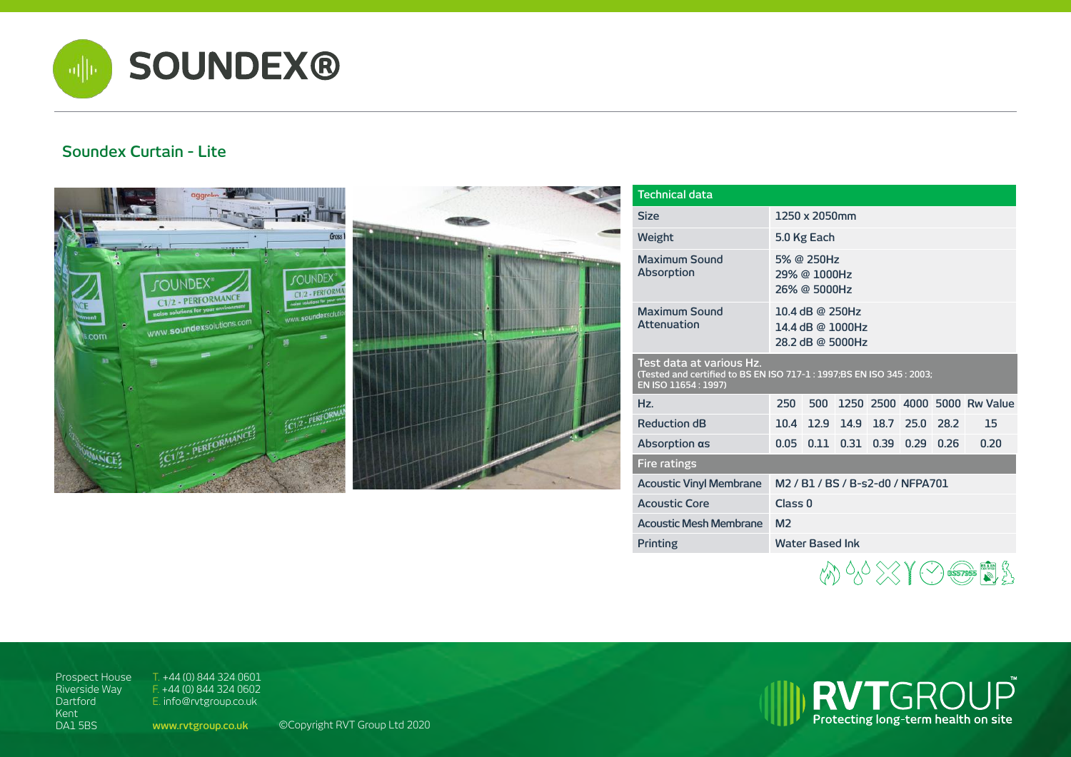# SOUNDEX®

## Soundex Curtain - Lite

| Technical data | |
|---|---|
| Size | 1250 x 2050mm |
| Weight | 5.0 Kg Each |
| Maximum Sound Absorption | 5% @ 250Hz<br>29% @ 1000Hz<br>26% @ 5000Hz |
| Maximum Sound Attenuation | 10.4 dB @ 250Hz<br>14.4 dB @ 1000Hz<br>28.2 dB @ 5000Hz |

**Test data at various Hz.**
(Tested and certified to BS EN ISO 717-1 : 1997;BS EN ISO 345 : 2003; EN ISO 11654 : 1997)

| Hz. | 250 | 500 | 1250 | 2500 | 4000 | 5000 | Rw Value |
|---|---|---|---|---|---|---|---|
| Reduction dB | 10.4 | 12.9 | 14.9 | 18.7 | 25.0 | 28.2 | 15 |
| Absorption αs | 0.05 | 0.11 | 0.31 | 0.39 | 0.29 | 0.26 | 0.20 |

| Fire ratings | |
|---|---|
| Acoustic Vinyl Membrane | M2 / B1 / BS / B-s2-d0 / NFPA701 |
| Acoustic Core | Class 0 |
| Acoustic Mesh Membrane | M2 |
| Printing | Water Based Ink |

Prospect House
Riverside Way
Dartford
Kent
DA1 5BS

T. +44 (0) 844 324 0601
F. +44 (0) 844 324 0602
E. info@rvtgroup.co.uk

www.rvtgroup.co.uk

©Copyright RVT Group Ltd 2020

RVTGROUP™
Protecting long-term health on site